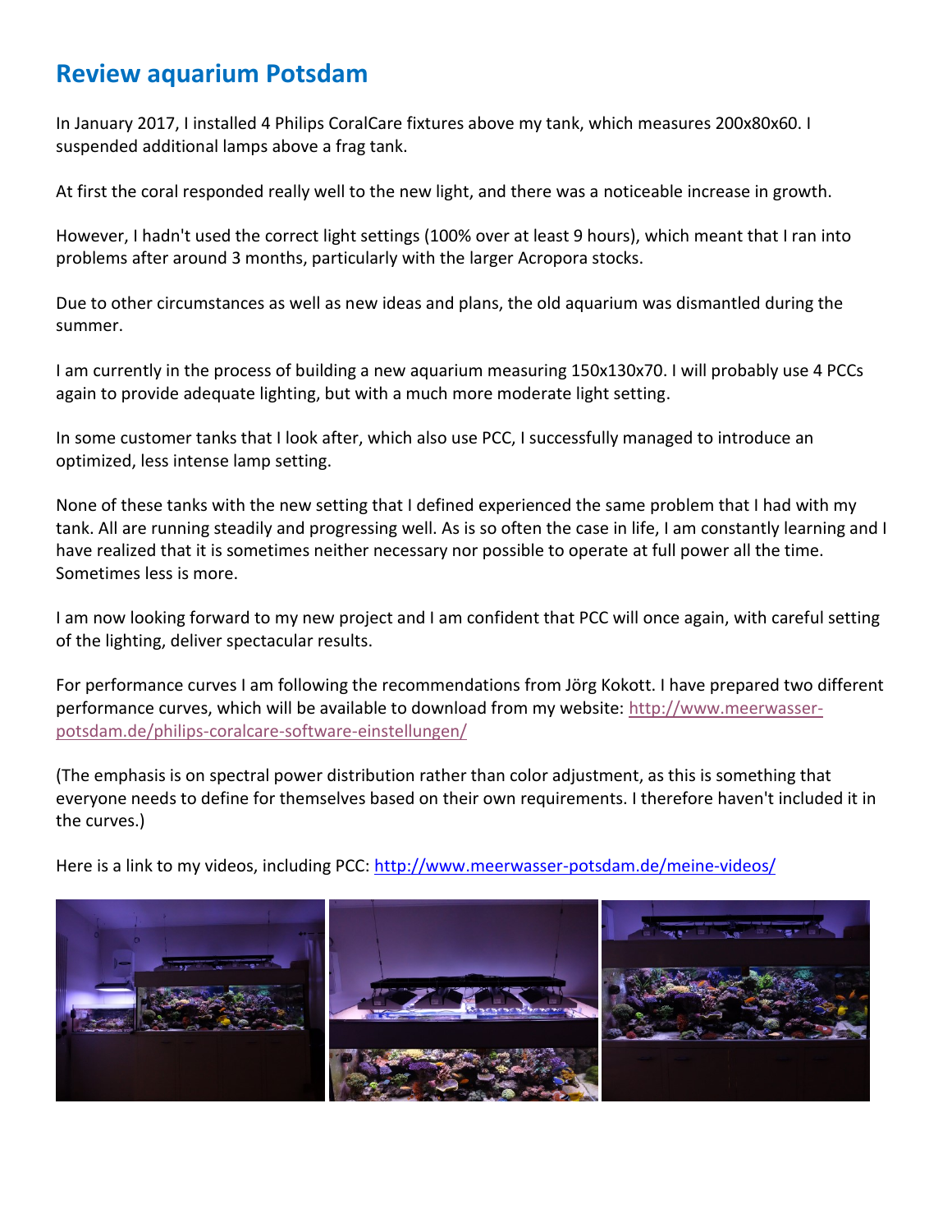# Review aquarium Potsdam

In January 2017, I installed 4 Philips CoralCare fixtures above my tank, which measures 200x80x60. I suspended additional lamps above a frag tank.

At first the coral responded really well to the new light, and there was a noticeable increase in growth.

However, I hadn't used the correct light settings (100% over at least 9 hours), which meant that I ran into problems after around 3 months, particularly with the larger Acropora stocks.

Due to other circumstances as well as new ideas and plans, the old aquarium was dismantled during the summer.

I am currently in the process of building a new aquarium measuring 150x130x70. I will probably use 4 PCCs again to provide adequate lighting, but with a much more moderate light setting.

In some customer tanks that I look after, which also use PCC, I successfully managed to introduce an optimized, less intense lamp setting.

None of these tanks with the new setting that I defined experienced the same problem that I had with my tank. All are running steadily and progressing well. As is so often the case in life, I am constantly learning and I have realized that it is sometimes neither necessary nor possible to operate at full power all the time. Sometimes less is more.

I am now looking forward to my new project and I am confident that PCC will once again, with careful setting of the lighting, deliver spectacular results.

For performance curves I am following the recommendations from Jörg Kokott. I have prepared two different performance curves, which will be available to download from my website: [http://www.meerwasser-potsdam.de/philips-coralcare-software-einstellungen/](http://www.meerwasser-potsdam.de/philips-coralcare-software-einstellungen/)

(The emphasis is on spectral power distribution rather than color adjustment, as this is something that everyone needs to define for themselves based on their own requirements. I therefore haven't included it in the curves.)

Here is a link to my videos, including PCC: [http://www.meerwasser-potsdam.de/meine-videos/](http://www.meerwasser-potsdam.de/meine-videos/)